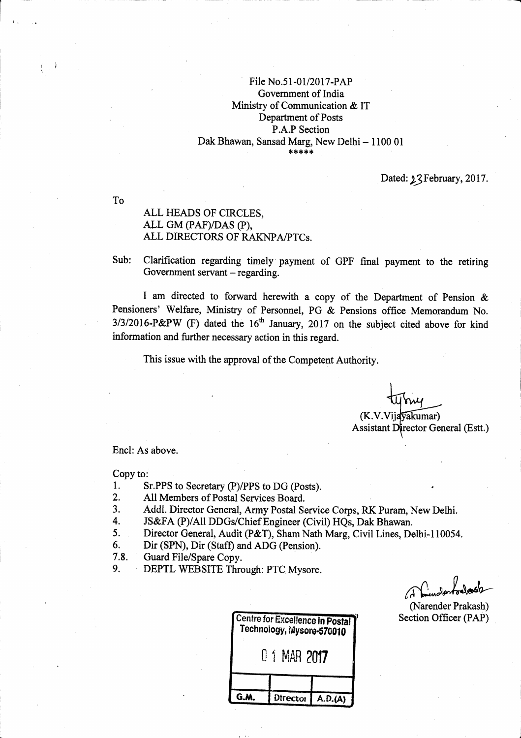File No.51-01/2017-PAP
Government of India
Ministry of Communication & IT
Department of Posts
P.A.P Section
Dak Bhawan, Sansad Marg, New Delhi – 1100 01
*****

Dated: 23 February, 2017.

To

ALL HEADS OF CIRCLES,
ALL GM (PAF)/DAS (P),
ALL DIRECTORS OF RAKNPA/PTCs.

Sub: Clarification regarding timely payment of GPF final payment to the retiring Government servant – regarding.

I am directed to forward herewith a copy of the Department of Pension & Pensioners' Welfare, Ministry of Personnel, PG & Pensions office Memorandum No. 3/3/2016-P&PW (F) dated the 16th January, 2017 on the subject cited above for kind information and further necessary action in this regard.

This issue with the approval of the Competent Authority.

(K.V.Vijayakumar)
Assistant Director General (Estt.)

Encl: As above.

Copy to:

1. Sr.PPS to Secretary (P)/PPS to DG (Posts).
2. All Members of Postal Services Board.
3. Addl. Director General, Army Postal Service Corps, RK Puram, New Delhi.
4. JS&FA (P)/All DDGs/Chief Engineer (Civil) HQs, Dak Bhawan.
5. Director General, Audit (P&T), Sham Nath Marg, Civil Lines, Delhi-110054.
6. Dir (SPN), Dir (Staff) and ADG (Pension).
7.8. Guard File/Spare Copy.
9. DEPTL WEBSITE Through: PTC Mysore.

(Narender Prakash)
Section Officer (PAP)

Centre for Excellence in Postal Technology, Mysore-570010
01 MAR 2017

| G.M. | Director | A.D.(A) |
|---|---|---|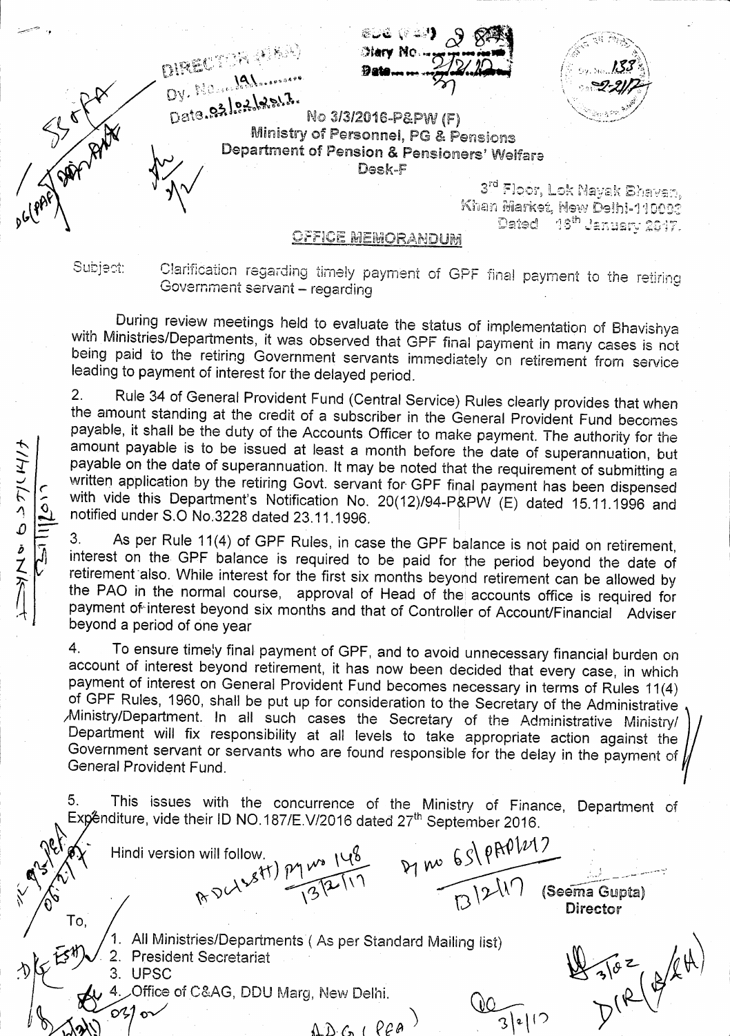No 3/3/2016-P&PW (F)
Ministry of Personnel, PG & Pensions
Department of Pension & Pensioners' Welfare
Desk-F

3rd Floor, Lok Nayak Bhavan,
Khan Market, New Delhi-110003
Dated 18th January 2017.

## OFFICE MEMORANDUM

Subject: Clarification regarding timely payment of GPF final payment to the retiring Government servant – regarding

During review meetings held to evaluate the status of implementation of Bhavishya with Ministries/Departments, it was observed that GPF final payment in many cases is not being paid to the retiring Government servants immediately on retirement from service leading to payment of interest for the delayed period.

2. Rule 34 of General Provident Fund (Central Service) Rules clearly provides that when the amount standing at the credit of a subscriber in the General Provident Fund becomes payable, it shall be the duty of the Accounts Officer to make payment. The authority for the amount payable is to be issued at least a month before the date of superannuation, but payable on the date of superannuation. It may be noted that the requirement of submitting a written application by the retiring Govt. servant for GPF final payment has been dispensed with vide this Department's Notification No. 20(12)/94-P&PW (E) dated 15.11.1996 and notified under S.O No.3228 dated 23.11.1996.

3. As per Rule 11(4) of GPF Rules, in case the GPF balance is not paid on retirement, interest on the GPF balance is required to be paid for the period beyond the date of retirement also. While interest for the first six months beyond retirement can be allowed by the PAO in the normal course, approval of Head of the accounts office is required for payment of interest beyond six months and that of Controller of Account/Financial Adviser beyond a period of one year

4. To ensure timely final payment of GPF, and to avoid unnecessary financial burden on account of interest beyond retirement, it has now been decided that every case, in which payment of interest on General Provident Fund becomes necessary in terms of Rules 11(4) of GPF Rules, 1960, shall be put up for consideration to the Secretary of the Administrative Ministry/Department. In all such cases the Secretary of the Administrative Ministry/ Department will fix responsibility at all levels to take appropriate action against the Government servant or servants who are found responsible for the delay in the payment of General Provident Fund.

5. This issues with the concurrence of the Ministry of Finance, Department of Expenditure, vide their ID NO.187/E.V/2016 dated 27th September 2016.

Hindi version will follow.

(Seema Gupta)
Director

To,

1. All Ministries/Departments ( As per Standard Mailing list)
2. President Secretariat
3. UPSC
4. Office of C&AG, DDU Marg, New Delhi.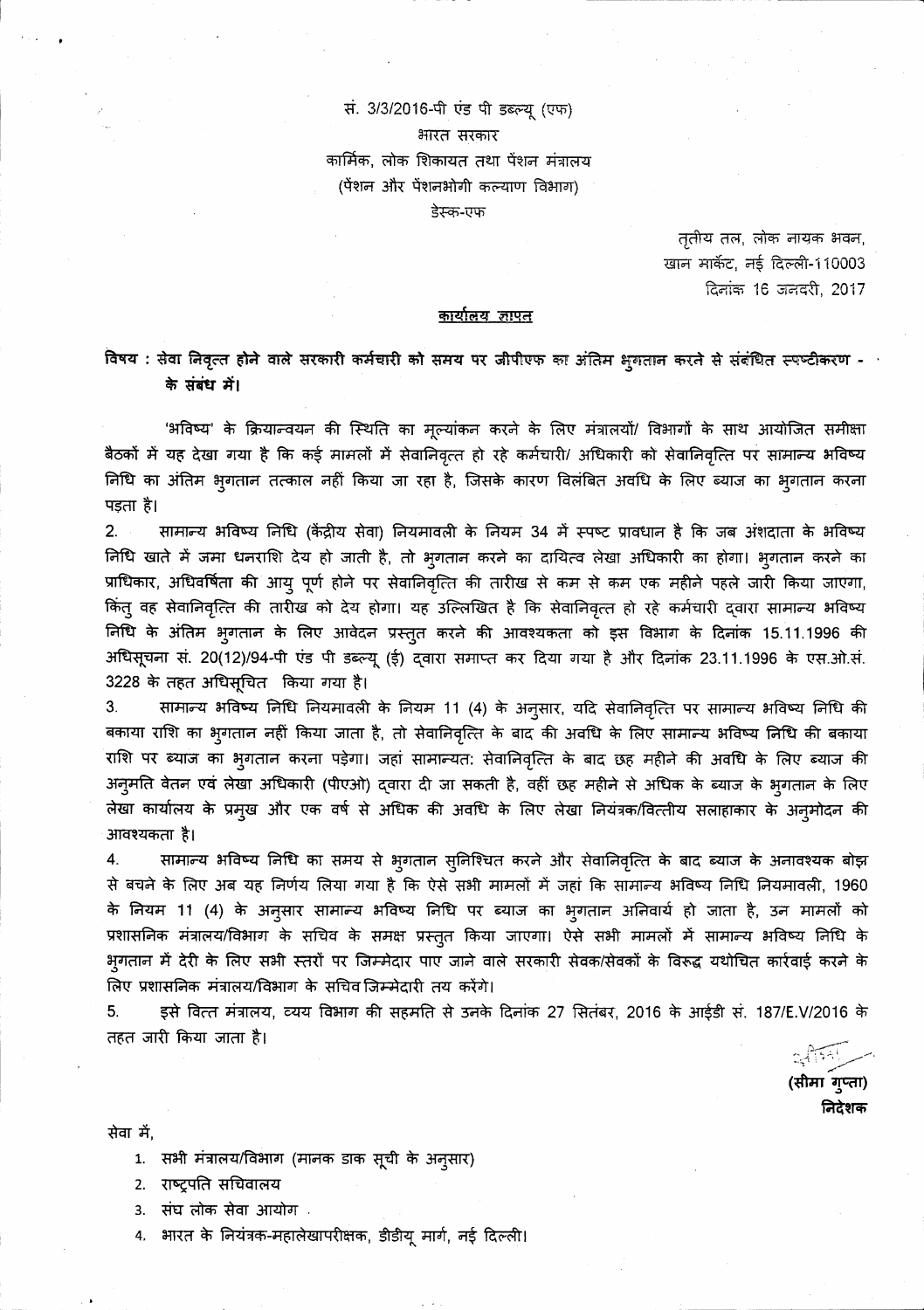सं. 3/3/2016-पी एंड पी डब्ल्यू (एफ)
भारत सरकार
कार्मिक, लोक शिकायत तथा पेंशन मंत्रालय
(पेंशन और पेंशनभोगी कल्याण विभाग)
डेस्क-एफ

तृतीय तल, लोक नायक भवन,
खान मार्केट, नई दिल्ली-110003
दिनांक 16 जनवरी, 2017

**कार्यालय ज्ञापन**

**विषय : सेवा निवृत्त होने वाले सरकारी कर्मचारी को समय पर जीपीएफ का अंतिम भुगतान करने से संबंधित स्पष्टीकरण - के संबंध में।**

'भविष्य' के क्रियान्वयन की स्थिति का मूल्यांकन करने के लिए मंत्रालयों/ विभागों के साथ आयोजित समीक्षा बैठकों में यह देखा गया है कि कई मामलों में सेवानिवृत्त हो रहे कर्मचारी/ अधिकारी को सेवानिवृत्ति पर सामान्य भविष्य निधि का अंतिम भुगतान तत्काल नहीं किया जा रहा है, जिसके कारण विलंबित अवधि के लिए ब्याज का भुगतान करना पड़ता है।

2. सामान्य भविष्य निधि (केंद्रीय सेवा) नियमावली के नियम 34 में स्पष्ट प्रावधान है कि जब अंशदाता के भविष्य निधि खाते में जमा धनराशि देय हो जाती है, तो भुगतान करने का दायित्व लेखा अधिकारी का होगा। भुगतान करने का प्राधिकार, अधिवर्षिता की आयु पूर्ण होने पर सेवानिवृत्ति की तारीख से कम से कम एक महीने पहले जारी किया जाएगा, किंतु वह सेवानिवृत्ति की तारीख को देय होगा। यह उल्लिखित है कि सेवानिवृत्त हो रहे कर्मचारी द्वारा सामान्य भविष्य निधि के अंतिम भुगतान के लिए आवेदन प्रस्तुत करने की आवश्यकता को इस विभाग के दिनांक 15.11.1996 की अधिसूचना सं. 20(12)/94-पी एंड पी डब्ल्यू (ई) द्वारा समाप्त कर दिया गया है और दिनांक 23.11.1996 के एस.ओ.सं. 3228 के तहत अधिसूचित किया गया है।

3. सामान्य भविष्य निधि नियमावली के नियम 11 (4) के अनुसार, यदि सेवानिवृत्ति पर सामान्य भविष्य निधि की बकाया राशि का भुगतान नहीं किया जाता है, तो सेवानिवृत्ति के बाद की अवधि के लिए सामान्य भविष्य निधि की बकाया राशि पर ब्याज का भुगतान करना पड़ेगा। जहां सामान्यतः सेवानिवृत्ति के बाद छह महीने की अवधि के लिए ब्याज की अनुमति वेतन एवं लेखा अधिकारी (पीएओ) द्वारा दी जा सकती है, वहीं छह महीने से अधिक के ब्याज के भुगतान के लिए लेखा कार्यालय के प्रमुख और एक वर्ष से अधिक की अवधि के लिए लेखा नियंत्रक/वित्तीय सलाहाकार के अनुमोदन की आवश्यकता है।

4. सामान्य भविष्य निधि का समय से भुगतान सुनिश्चित करने और सेवानिवृत्ति के बाद ब्याज के अनावश्यक बोझ से बचने के लिए अब यह निर्णय लिया गया है कि ऐसे सभी मामलों में जहां कि सामान्य भविष्य निधि नियमावली, 1960 के नियम 11 (4) के अनुसार सामान्य भविष्य निधि पर ब्याज का भुगतान अनिवार्य हो जाता है, उन मामलों को प्रशासनिक मंत्रालय/विभाग के सचिव के समक्ष प्रस्तुत किया जाएगा। ऐसे सभी मामलों में सामान्य भविष्य निधि के भुगतान में देरी के लिए सभी स्तरों पर जिम्मेदार पाए जाने वाले सरकारी सेवक/सेवकों के विरुद्ध यथोचित कार्रवाई करने के लिए प्रशासनिक मंत्रालय/विभाग के सचिव जिम्मेदारी तय करेंगे।

5. इसे वित्त मंत्रालय, व्यय विभाग की सहमति से उनके दिनांक 27 सितंबर, 2016 के आईडी सं. 187/E.V/2016 के तहत जारी किया जाता है।

(सीमा गुप्ता)
**निदेशक**

सेवा में,

1. सभी मंत्रालय/विभाग (मानक डाक सूची के अनुसार)
2. राष्ट्रपति सचिवालय
3. संघ लोक सेवा आयोग
4. भारत के नियंत्रक-महालेखापरीक्षक, डीडीयू मार्ग, नई दिल्ली।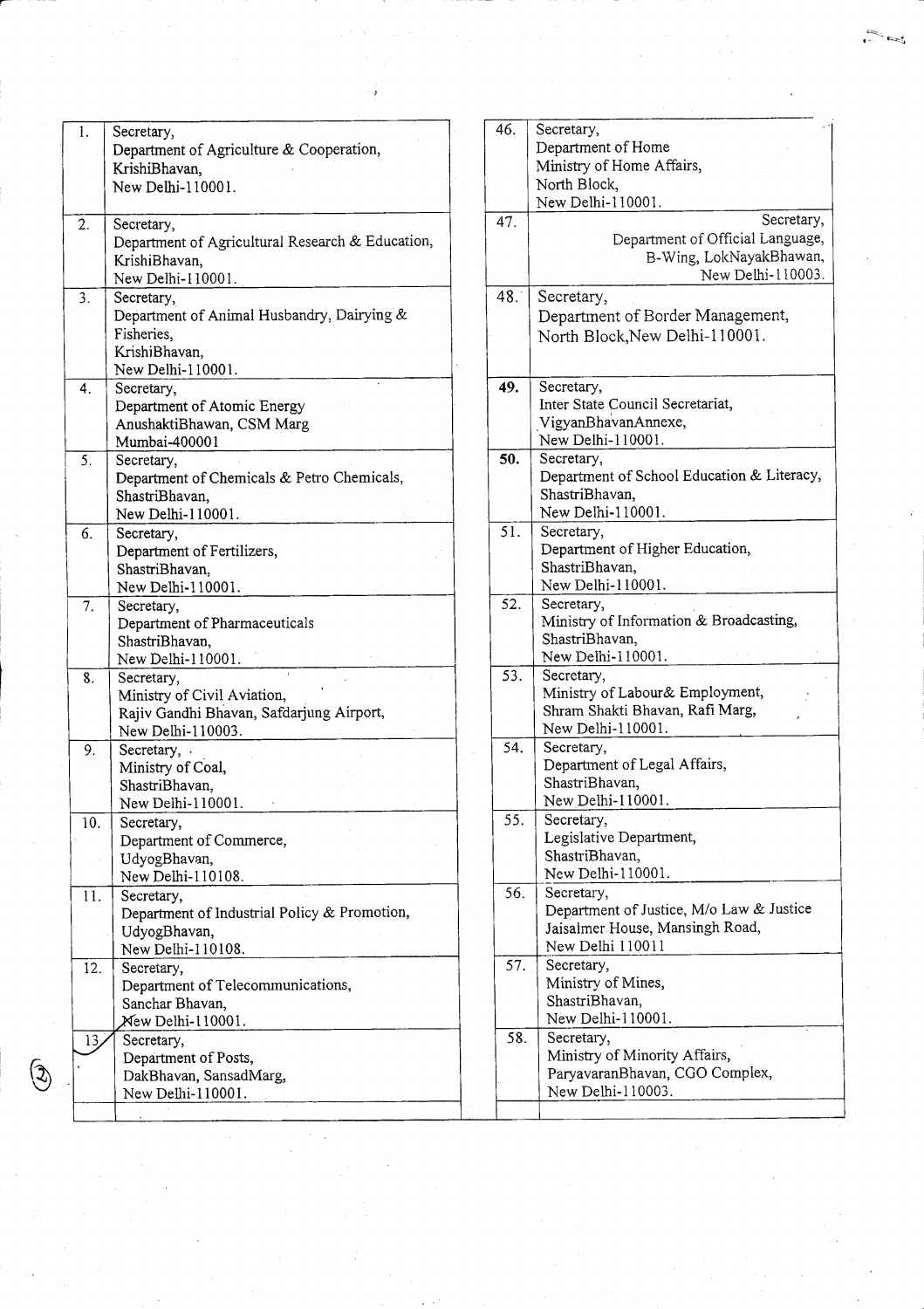| | |
|---|---|
| 1. | Secretary,<br>Department of Agriculture & Cooperation,<br>KrishiBhavan,<br>New Delhi-110001. |
| 2. | Secretary,<br>Department of Agricultural Research & Education,<br>KrishiBhavan,<br>New Delhi-110001. |
| 3. | Secretary,<br>Department of Animal Husbandry, Dairying & Fisheries,<br>KrishiBhavan,<br>New Delhi-110001. |
| 4. | Secretary,<br>Department of Atomic Energy<br>AnushaktiBhawan, CSM Marg<br>Mumbai-400001 |
| 5. | Secretary,<br>Department of Chemicals & Petro Chemicals,<br>ShastriBhavan,<br>New Delhi-110001. |
| 6. | Secretary,<br>Department of Fertilizers,<br>ShastriBhavan,<br>New Delhi-110001. |
| 7. | Secretary,<br>Department of Pharmaceuticals<br>ShastriBhavan,<br>New Delhi-110001. |
| 8. | Secretary,<br>Ministry of Civil Aviation,<br>Rajiv Gandhi Bhavan, Safdarjung Airport,<br>New Delhi-110003. |
| 9. | Secretary,<br>Ministry of Coal,<br>ShastriBhavan,<br>New Delhi-110001. |
| 10. | Secretary,<br>Department of Commerce,<br>UdyogBhavan,<br>New Delhi-110108. |
| 11. | Secretary,<br>Department of Industrial Policy & Promotion,<br>UdyogBhavan,<br>New Delhi-110108. |
| 12. | Secretary,<br>Department of Telecommunications,<br>Sanchar Bhavan,<br>New Delhi-110001. |
| 13. | Secretary,<br>Department of Posts,<br>DakBhavan, SansadMarg,<br>New Delhi-110001. |

| | |
|---|---|
| 46. | Secretary,<br>Department of Home<br>Ministry of Home Affairs,<br>North Block,<br>New Delhi-110001. |
| 47. | Secretary,<br>Department of Official Language,<br>B-Wing, LokNayakBhawan,<br>New Delhi-110003. |
| 48. | Secretary,<br>Department of Border Management,<br>North Block,New Delhi-110001. |
| 49. | Secretary,<br>Inter State Council Secretariat,<br>VigyanBhavanAnnexe,<br>New Delhi-110001. |
| 50. | Secretary,<br>Department of School Education & Literacy,<br>ShastriBhavan,<br>New Delhi-110001. |
| 51. | Secretary,<br>Department of Higher Education,<br>ShastriBhavan,<br>New Delhi-110001. |
| 52. | Secretary,<br>Ministry of Information & Broadcasting,<br>ShastriBhavan,<br>New Delhi-110001. |
| 53. | Secretary,<br>Ministry of Labour& Employment,<br>Shram Shakti Bhavan, Rafi Marg,<br>New Delhi-110001. |
| 54. | Secretary,<br>Department of Legal Affairs,<br>ShastriBhavan,<br>New Delhi-110001. |
| 55. | Secretary,<br>Legislative Department,<br>ShastriBhavan,<br>New Delhi-110001. |
| 56. | Secretary,<br>Department of Justice, M/o Law & Justice<br>Jaisalmer House, Mansingh Road,<br>New Delhi 110011 |
| 57. | Secretary,<br>Ministry of Mines,<br>ShastriBhavan,<br>New Delhi-110001. |
| 58. | Secretary,<br>Ministry of Minority Affairs,<br>ParyavaranBhavan, CGO Complex,<br>New Delhi-110003. |